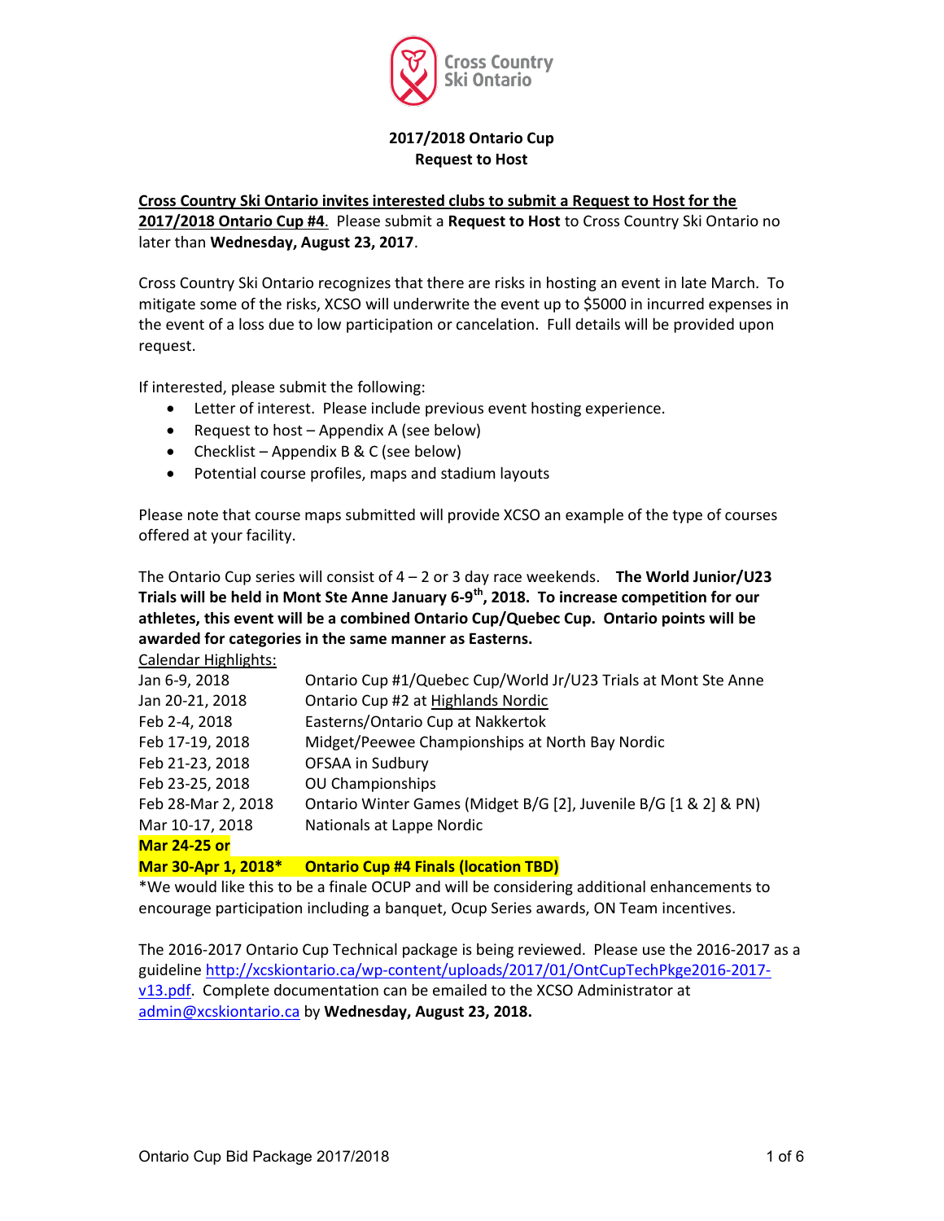Cross Country Ski Ontario

# 2017/2018 Ontario Cup
## Request to Host

**Cross Country Ski Ontario invites interested clubs to submit a Request to Host for the 2017/2018 Ontario Cup #4**. Please submit a **Request to Host** to Cross Country Ski Ontario no later than **Wednesday, August 23, 2017**.

Cross Country Ski Ontario recognizes that there are risks in hosting an event in late March. To mitigate some of the risks, XCSO will underwrite the event up to $5000 in incurred expenses in the event of a loss due to low participation or cancelation. Full details will be provided upon request.

If interested, please submit the following:

- Letter of interest. Please include previous event hosting experience.
- Request to host – Appendix A (see below)
- Checklist – Appendix B & C (see below)
- Potential course profiles, maps and stadium layouts

Please note that course maps submitted will provide XCSO an example of the type of courses offered at your facility.

The Ontario Cup series will consist of 4 – 2 or 3 day race weekends. **The World Junior/U23 Trials will be held in Mont Ste Anne January 6-9th, 2018. To increase competition for our athletes, this event will be a combined Ontario Cup/Quebec Cup. Ontario points will be awarded for categories in the same manner as Easterns.**

Calendar Highlights:

| | |
|---|---|
| Jan 6-9, 2018 | Ontario Cup #1/Quebec Cup/World Jr/U23 Trials at Mont Ste Anne |
| Jan 20-21, 2018 | Ontario Cup #2 at Highlands Nordic |
| Feb 2-4, 2018 | Easterns/Ontario Cup at Nakkertok |
| Feb 17-19, 2018 | Midget/Peewee Championships at North Bay Nordic |
| Feb 21-23, 2018 | OFSAA in Sudbury |
| Feb 23-25, 2018 | OU Championships |
| Feb 28-Mar 2, 2018 | Ontario Winter Games (Midget B/G [2], Juvenile B/G [1 & 2] & PN) |
| Mar 10-17, 2018 | Nationals at Lappe Nordic |
| **Mar 24-25 or Mar 30-Apr 1, 2018*** | **Ontario Cup #4 Finals (location TBD)** |

*We would like this to be a finale OCUP and will be considering additional enhancements to encourage participation including a banquet, Ocup Series awards, ON Team incentives.

The 2016-2017 Ontario Cup Technical package is being reviewed. Please use the 2016-2017 as a guideline http://xcskiontario.ca/wp-content/uploads/2017/01/OntCupTechPkge2016-2017-v13.pdf. Complete documentation can be emailed to the XCSO Administrator at admin@xcskiontario.ca by **Wednesday, August 23, 2018.**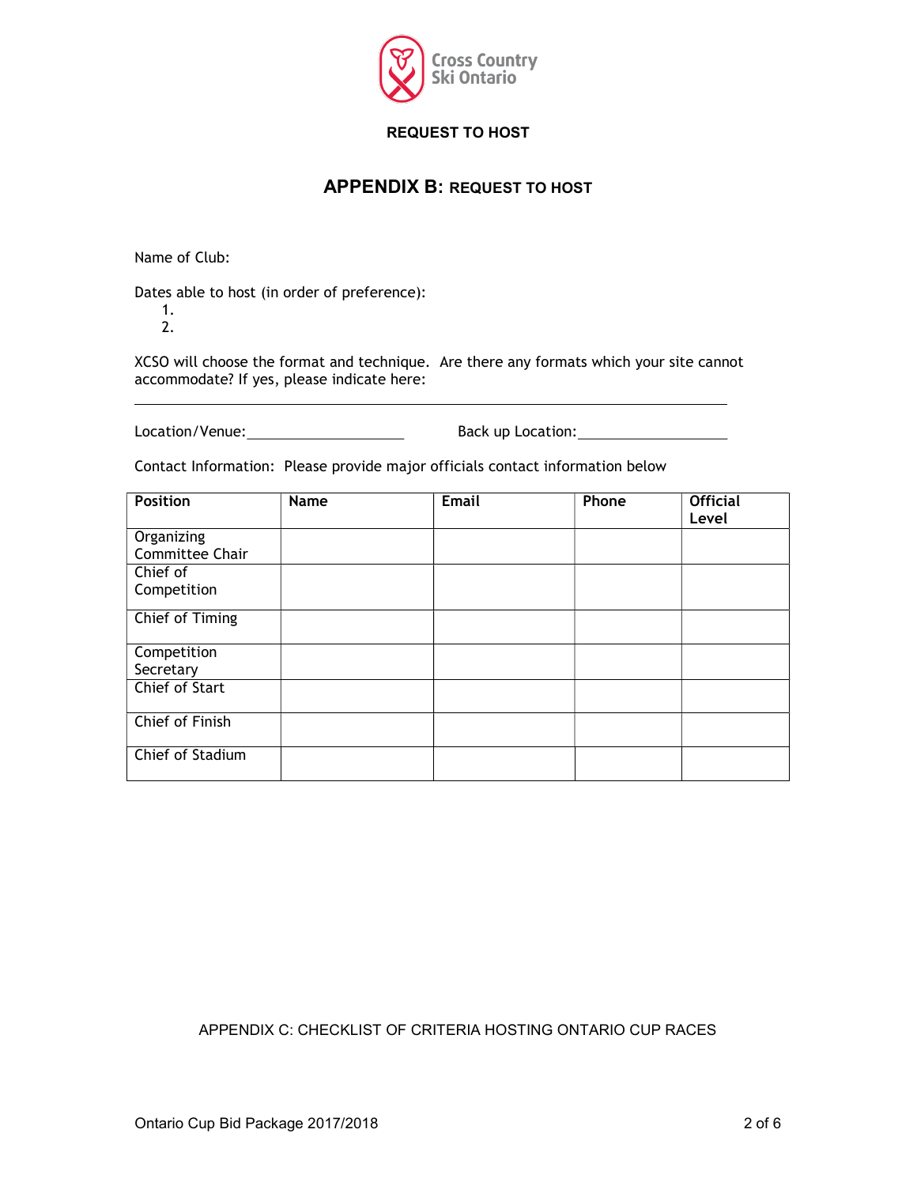Cross Country Ski Ontario

**REQUEST TO HOST**

## APPENDIX B: REQUEST TO HOST

Name of Club:

Dates able to host (in order of preference):

1.
2.

XCSO will choose the format and technique. Are there any formats which your site cannot accommodate? If yes, please indicate here:

______________________________________________________________________________

Location/Venue:____________________ Back up Location:___________________

Contact Information: Please provide major officials contact information below

| Position | Name | Email | Phone | Official Level |
|---|---|---|---|---|
| Organizing Committee Chair | | | | |
| Chief of Competition | | | | |
| Chief of Timing | | | | |
| Competition Secretary | | | | |
| Chief of Start | | | | |
| Chief of Finish | | | | |
| Chief of Stadium | | | | |

APPENDIX C: CHECKLIST OF CRITERIA HOSTING ONTARIO CUP RACES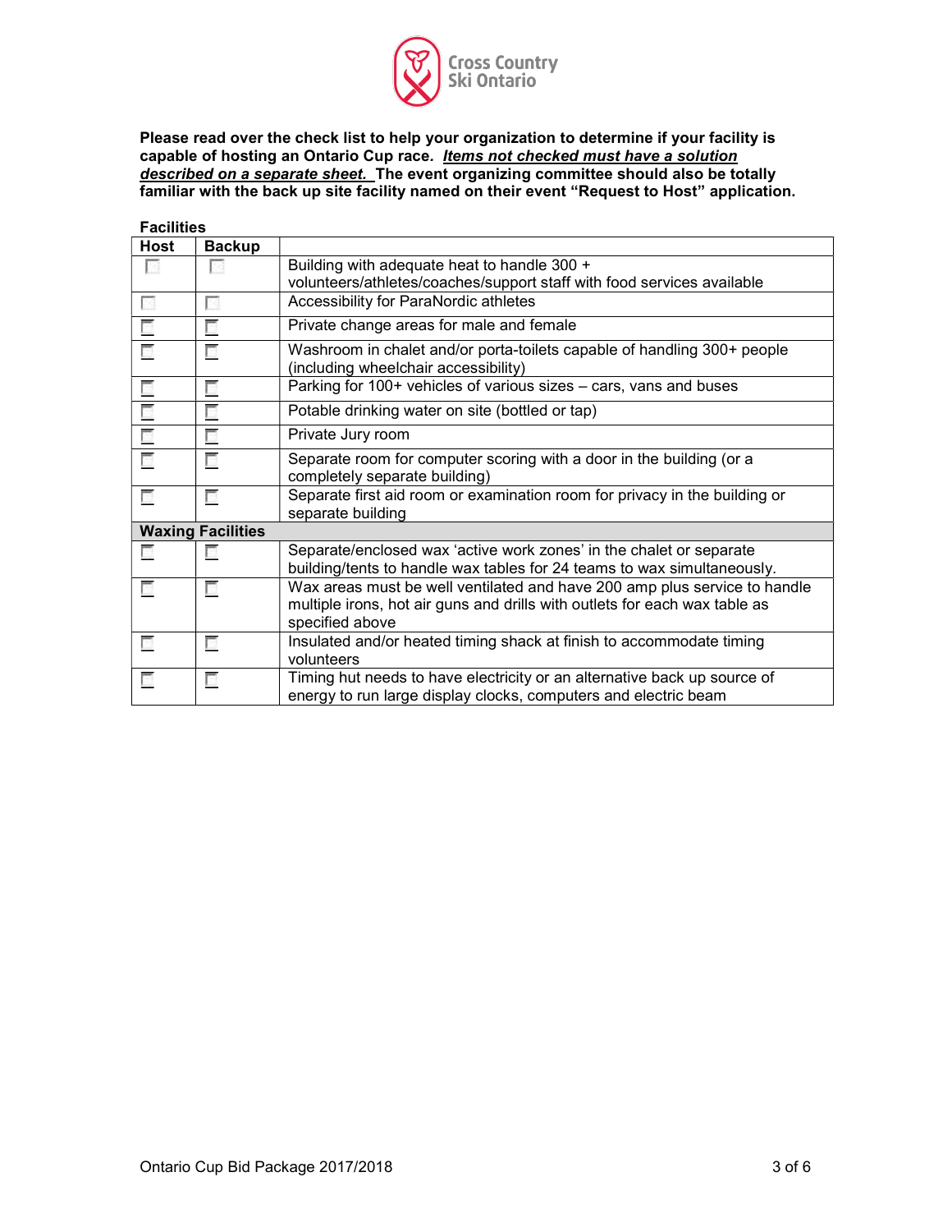**Please read over the check list to help your organization to determine if your facility is capable of hosting an Ontario Cup race. *<u>Items not checked must have a solution described on a separate sheet.</u>* The event organizing committee should also be totally familiar with the back up site facility named on their event "Request to Host" application.**

**Facilities**

| Host | Backup | |
|---|---|---|
| ☐ | ☐ | Building with adequate heat to handle 300 + volunteers/athletes/coaches/support staff with food services available |
| ☐ | ☐ | Accessibility for ParaNordic athletes |
| ☐ | ☐ | Private change areas for male and female |
| ☐ | ☐ | Washroom in chalet and/or porta-toilets capable of handling 300+ people (including wheelchair accessibility) |
| ☐ | ☐ | Parking for 100+ vehicles of various sizes – cars, vans and buses |
| ☐ | ☐ | Potable drinking water on site (bottled or tap) |
| ☐ | ☐ | Private Jury room |
| ☐ | ☐ | Separate room for computer scoring with a door in the building (or a completely separate building) |
| ☐ | ☐ | Separate first aid room or examination room for privacy in the building or separate building |
| **Waxing Facilities** | | |
| ☐ | ☐ | Separate/enclosed wax 'active work zones' in the chalet or separate building/tents to handle wax tables for 24 teams to wax simultaneously. |
| ☐ | ☐ | Wax areas must be well ventilated and have 200 amp plus service to handle multiple irons, hot air guns and drills with outlets for each wax table as specified above |
| ☐ | ☐ | Insulated and/or heated timing shack at finish to accommodate timing volunteers |
| ☐ | ☐ | Timing hut needs to have electricity or an alternative back up source of energy to run large display clocks, computers and electric beam |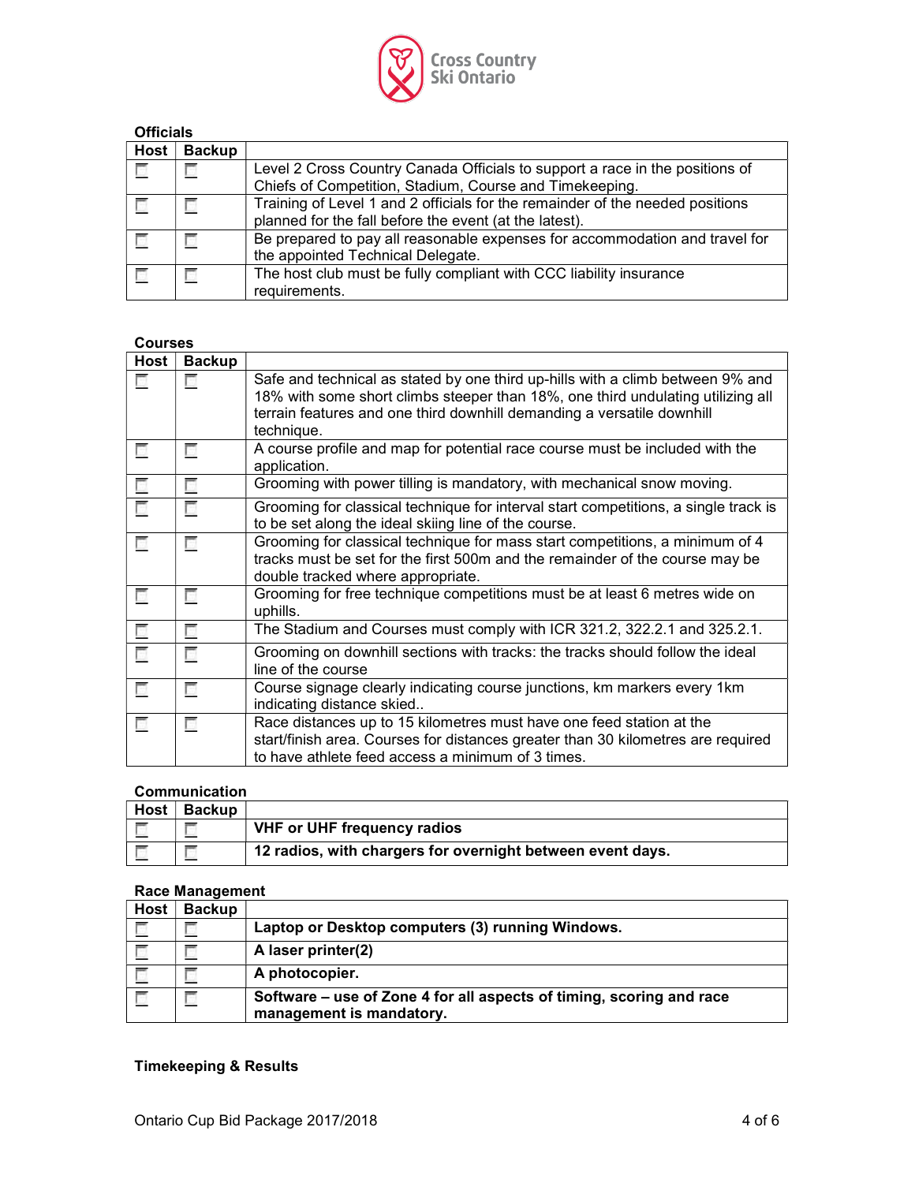**Officials**

| Host | Backup | |
|---|---|---|
| ☐ | ☐ | Level 2 Cross Country Canada Officials to support a race in the positions of Chiefs of Competition, Stadium, Course and Timekeeping. |
| ☐ | ☐ | Training of Level 1 and 2 officials for the remainder of the needed positions planned for the fall before the event (at the latest). |
| ☐ | ☐ | Be prepared to pay all reasonable expenses for accommodation and travel for the appointed Technical Delegate. |
| ☐ | ☐ | The host club must be fully compliant with CCC liability insurance requirements. |

**Courses**

| Host | Backup | |
|---|---|---|
| ☐ | ☐ | Safe and technical as stated by one third up-hills with a climb between 9% and 18% with some short climbs steeper than 18%, one third undulating utilizing all terrain features and one third downhill demanding a versatile downhill technique. |
| ☐ | ☐ | A course profile and map for potential race course must be included with the application. |
| ☐ | ☐ | Grooming with power tilling is mandatory, with mechanical snow moving. |
| ☐ | ☐ | Grooming for classical technique for interval start competitions, a single track is to be set along the ideal skiing line of the course. |
| ☐ | ☐ | Grooming for classical technique for mass start competitions, a minimum of 4 tracks must be set for the first 500m and the remainder of the course may be double tracked where appropriate. |
| ☐ | ☐ | Grooming for free technique competitions must be at least 6 metres wide on uphills. |
| ☐ | ☐ | The Stadium and Courses must comply with ICR 321.2, 322.2.1 and 325.2.1. |
| ☐ | ☐ | Grooming on downhill sections with tracks: the tracks should follow the ideal line of the course |
| ☐ | ☐ | Course signage clearly indicating course junctions, km markers every 1km indicating distance skied.. |
| ☐ | ☐ | Race distances up to 15 kilometres must have one feed station at the start/finish area. Courses for distances greater than 30 kilometres are required to have athlete feed access a minimum of 3 times. |

**Communication**

| Host | Backup | |
|---|---|---|
| ☐ | ☐ | **VHF or UHF frequency radios** |
| ☐ | ☐ | **12 radios, with chargers for overnight between event days.** |

**Race Management**

| Host | Backup | |
|---|---|---|
| ☐ | ☐ | **Laptop or Desktop computers (3) running Windows.** |
| ☐ | ☐ | **A laser printer(2)** |
| ☐ | ☐ | **A photocopier.** |
| ☐ | ☐ | **Software – use of Zone 4 for all aspects of timing, scoring and race management is mandatory.** |

**Timekeeping & Results**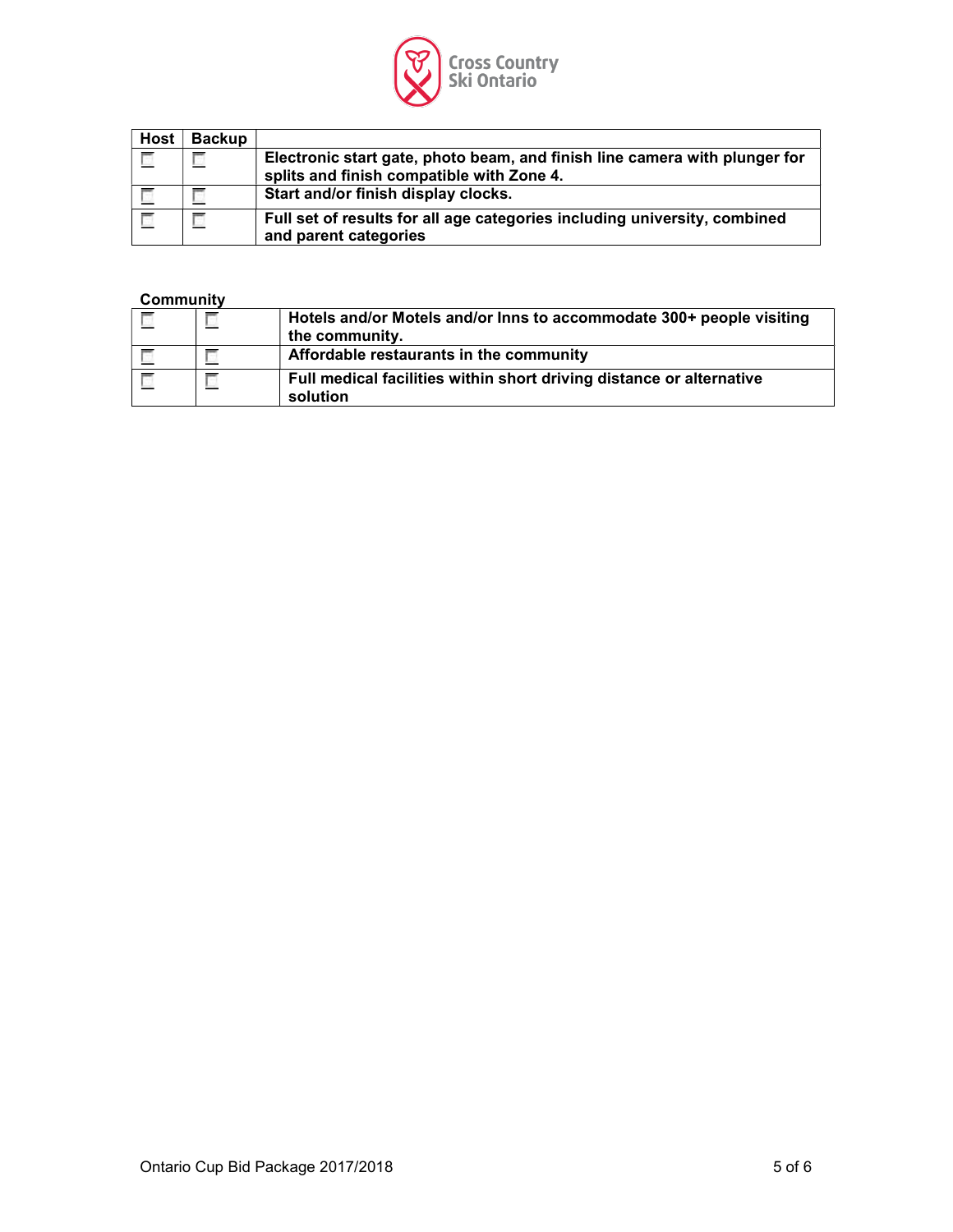| Host | Backup | |
|---|---|---|
| ☐ | ☐ | **Electronic start gate, photo beam, and finish line camera with plunger for splits and finish compatible with Zone 4.** |
| ☐ | ☐ | **Start and/or finish display clocks.** |
| ☐ | ☐ | **Full set of results for all age categories including university, combined and parent categories** |

**Community**

| | | |
|---|---|---|
| ☐ | ☐ | **Hotels and/or Motels and/or Inns to accommodate 300+ people visiting the community.** |
| ☐ | ☐ | **Affordable restaurants in the community** |
| ☐ | ☐ | **Full medical facilities within short driving distance or alternative solution** |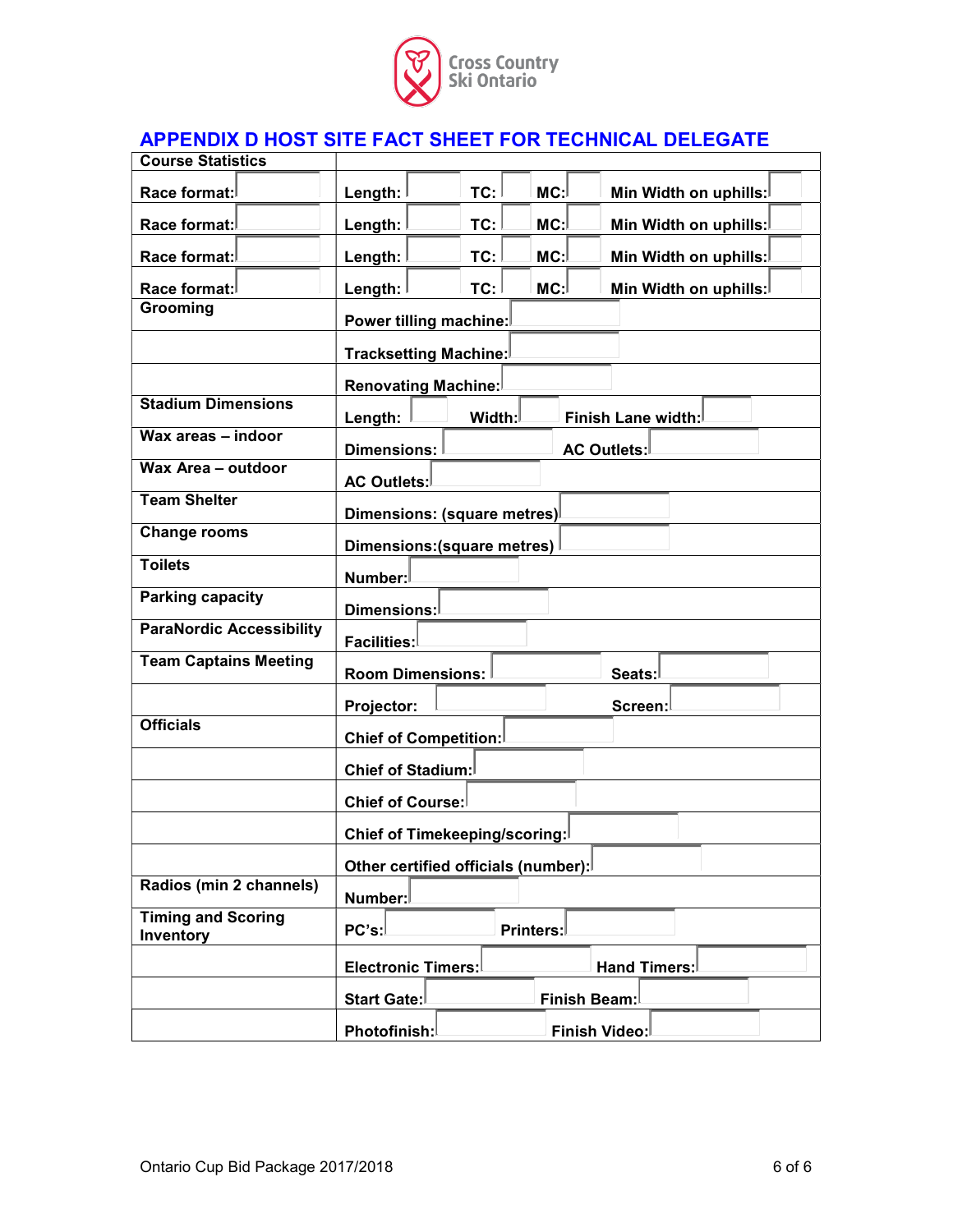Cross Country Ski Ontario

## APPENDIX D HOST SITE FACT SHEET FOR TECHNICAL DELEGATE

| Course Statistics | |
|---|---|
| Race format: | Length: TC: MC: Min Width on uphills: |
| Race format: | Length: TC: MC: Min Width on uphills: |
| Race format: | Length: TC: MC: Min Width on uphills: |
| Race format: | Length: TC: MC: Min Width on uphills: |
| Grooming | Power tilling machine: |
| | Tracksetting Machine: |
| | Renovating Machine: |
| Stadium Dimensions | Length: Width: Finish Lane width: |
| Wax areas – indoor | Dimensions: AC Outlets: |
| Wax Area – outdoor | AC Outlets: |
| Team Shelter | Dimensions: (square metres) |
| Change rooms | Dimensions:(square metres) |
| Toilets | Number: |
| Parking capacity | Dimensions: |
| ParaNordic Accessibility | Facilities: |
| Team Captains Meeting | Room Dimensions: Seats: |
| | Projector: Screen: |
| Officials | Chief of Competition: |
| | Chief of Stadium: |
| | Chief of Course: |
| | Chief of Timekeeping/scoring: |
| | Other certified officials (number): |
| Radios (min 2 channels) | Number: |
| Timing and Scoring Inventory | PC's: Printers: |
| | Electronic Timers: Hand Timers: |
| | Start Gate: Finish Beam: |
| | Photofinish: Finish Video: |

Ontario Cup Bid Package 2017/2018